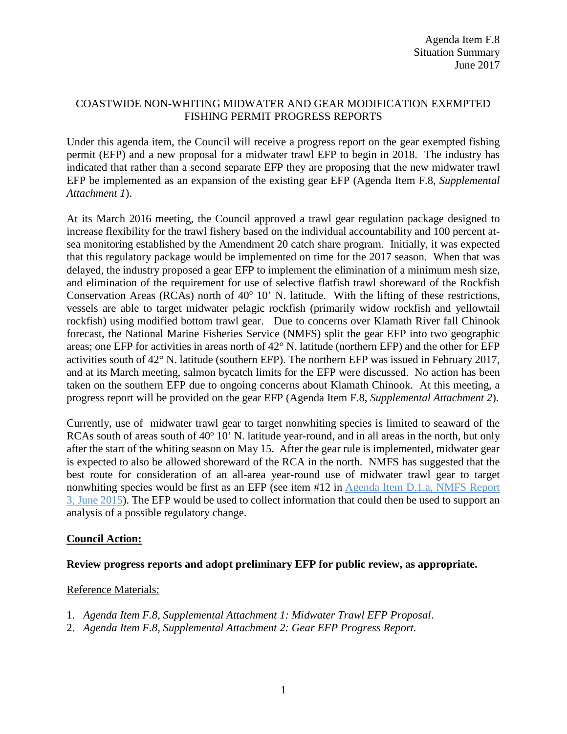Agenda Item F.8
Situation Summary
June 2017

# COASTWIDE NON-WHITING MIDWATER AND GEAR MODIFICATION EXEMPTED FISHING PERMIT PROGRESS REPORTS

Under this agenda item, the Council will receive a progress report on the gear exempted fishing permit (EFP) and a new proposal for a midwater trawl EFP to begin in 2018. The industry has indicated that rather than a second separate EFP they are proposing that the new midwater trawl EFP be implemented as an expansion of the existing gear EFP (Agenda Item F.8, *Supplemental Attachment 1*).

At its March 2016 meeting, the Council approved a trawl gear regulation package designed to increase flexibility for the trawl fishery based on the individual accountability and 100 percent at-sea monitoring established by the Amendment 20 catch share program. Initially, it was expected that this regulatory package would be implemented on time for the 2017 season. When that was delayed, the industry proposed a gear EFP to implement the elimination of a minimum mesh size, and elimination of the requirement for use of selective flatfish trawl shoreward of the Rockfish Conservation Areas (RCAs) north of 40º 10' N. latitude. With the lifting of these restrictions, vessels are able to target midwater pelagic rockfish (primarily widow rockfish and yellowtail rockfish) using modified bottom trawl gear. Due to concerns over Klamath River fall Chinook forecast, the National Marine Fisheries Service (NMFS) split the gear EFP into two geographic areas; one EFP for activities in areas north of 42° N. latitude (northern EFP) and the other for EFP activities south of 42° N. latitude (southern EFP). The northern EFP was issued in February 2017, and at its March meeting, salmon bycatch limits for the EFP were discussed. No action has been taken on the southern EFP due to ongoing concerns about Klamath Chinook. At this meeting, a progress report will be provided on the gear EFP (Agenda Item F.8, *Supplemental Attachment 2*).

Currently, use of midwater trawl gear to target nonwhiting species is limited to seaward of the RCAs south of areas south of 40º 10' N. latitude year-round, and in all areas in the north, but only after the start of the whiting season on May 15. After the gear rule is implemented, midwater gear is expected to also be allowed shoreward of the RCA in the north. NMFS has suggested that the best route for consideration of an all-area year-round use of midwater trawl gear to target nonwhiting species would be first as an EFP (see item #12 in Agenda Item D.1.a, NMFS Report 3, June 2015). The EFP would be used to collect information that could then be used to support an analysis of a possible regulatory change.

## Council Action:

**Review progress reports and adopt preliminary EFP for public review, as appropriate.**

Reference Materials:

1. *Agenda Item F.8, Supplemental Attachment 1: Midwater Trawl EFP Proposal*.
2. *Agenda Item F.8, Supplemental Attachment 2: Gear EFP Progress Report.*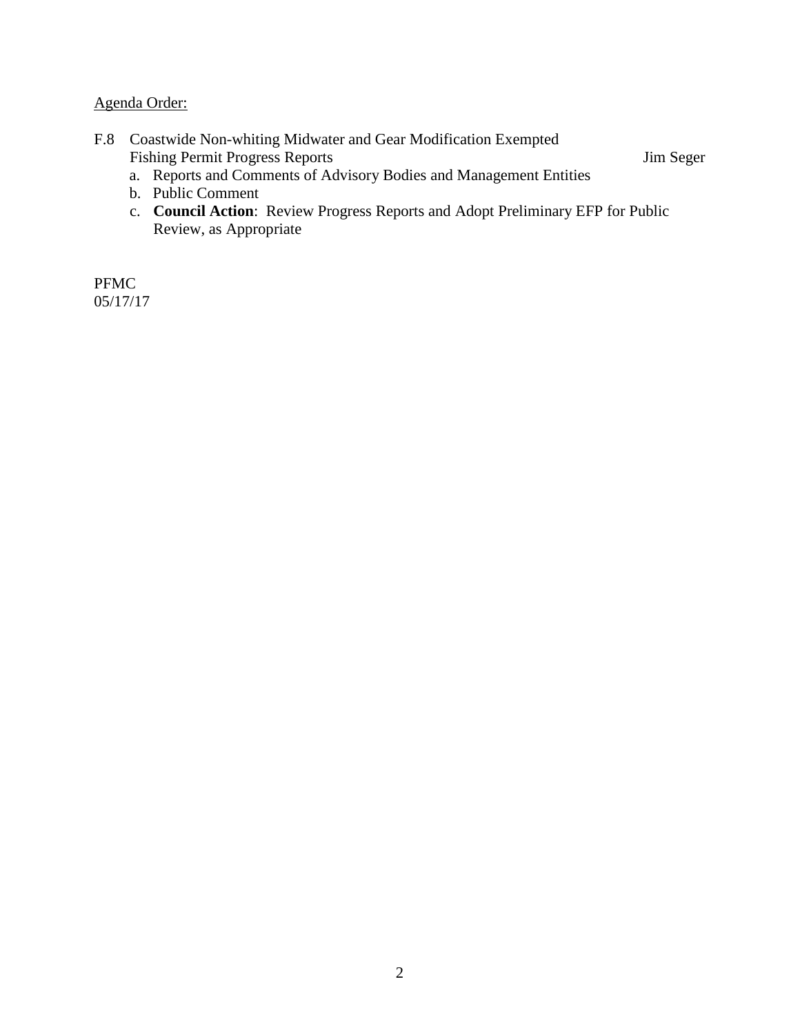Agenda Order:

F.8 Coastwide Non-whiting Midwater and Gear Modification Exempted Fishing Permit Progress Reports — Jim Seger

a. Reports and Comments of Advisory Bodies and Management Entities
b. Public Comment
c. **Council Action**: Review Progress Reports and Adopt Preliminary EFP for Public Review, as Appropriate

PFMC
05/17/17